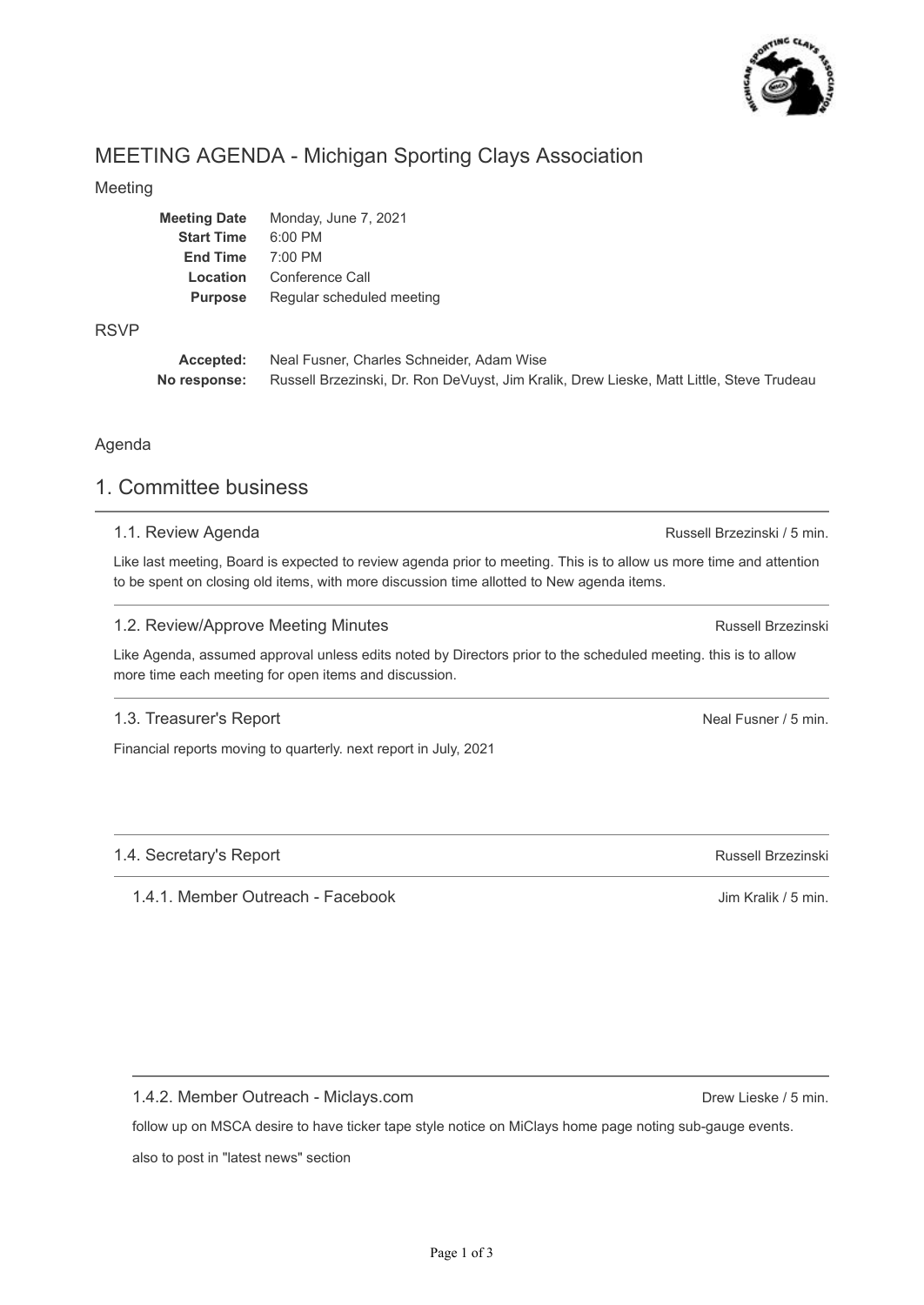# MEETING AGENDA - Michigan Sporting Clays Association

## Meeting

| | |
|---|---|
| **Meeting Date** | Monday, June 7, 2021 |
| **Start Time** | 6:00 PM |
| **End Time** | 7:00 PM |
| **Location** | Conference Call |
| **Purpose** | Regular scheduled meeting |

## RSVP

| | |
|---|---|
| **Accepted:** | Neal Fusner, Charles Schneider, Adam Wise |
| **No response:** | Russell Brzezinski, Dr. Ron DeVuyst, Jim Kralik, Drew Lieske, Matt Little, Steve Trudeau |

## Agenda

# 1. Committee business

### 1.1. Review Agenda

Russell Brzezinski / 5 min.

Like last meeting, Board is expected to review agenda prior to meeting. This is to allow us more time and attention to be spent on closing old items, with more discussion time allotted to New agenda items.

### 1.2. Review/Approve Meeting Minutes

Russell Brzezinski

Like Agenda, assumed approval unless edits noted by Directors prior to the scheduled meeting. this is to allow more time each meeting for open items and discussion.

### 1.3. Treasurer's Report

Neal Fusner / 5 min.

Financial reports moving to quarterly. next report in July, 2021

### 1.4. Secretary's Report

Russell Brzezinski

#### 1.4.1. Member Outreach - Facebook

Jim Kralik / 5 min.

#### 1.4.2. Member Outreach - Miclays.com

Drew Lieske / 5 min.

follow up on MSCA desire to have ticker tape style notice on MiClays home page noting sub-gauge events.

also to post in "latest news" section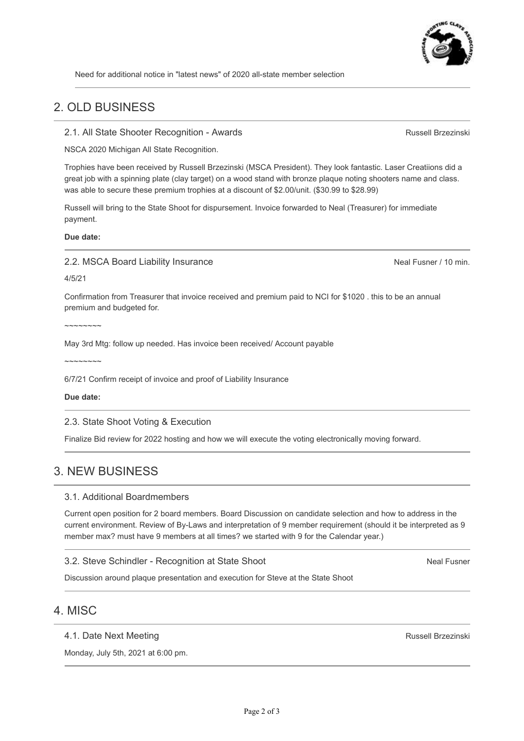Need for additional notice in "latest news" of 2020 all-state member selection

## 2. OLD BUSINESS

### 2.1. All State Shooter Recognition - Awards

Russell Brzezinski

NSCA 2020 Michigan All State Recognition.

Trophies have been received by Russell Brzezinski (MSCA President). They look fantastic. Laser Creatiions did a great job with a spinning plate (clay target) on a wood stand with bronze plaque noting shooters name and class. was able to secure these premium trophies at a discount of $2.00/unit. ($30.99 to $28.99)

Russell will bring to the State Shoot for dispursement. Invoice forwarded to Neal (Treasurer) for immediate payment.

**Due date:**

### 2.2. MSCA Board Liability Insurance

Neal Fusner / 10 min.

4/5/21

Confirmation from Treasurer that invoice received and premium paid to NCI for $1020 . this to be an annual premium and budgeted for.

~~~~~~~~

May 3rd Mtg: follow up needed. Has invoice been received/ Account payable

~~~~~~~~

6/7/21 Confirm receipt of invoice and proof of Liability Insurance

**Due date:**

### 2.3. State Shoot Voting & Execution

Finalize Bid review for 2022 hosting and how we will execute the voting electronically moving forward.

## 3. NEW BUSINESS

### 3.1. Additional Boardmembers

Current open position for 2 board members. Board Discussion on candidate selection and how to address in the current environment. Review of By-Laws and interpretation of 9 member requirement (should it be interpreted as 9 member max? must have 9 members at all times? we started with 9 for the Calendar year.)

### 3.2. Steve Schindler - Recognition at State Shoot

Neal Fusner

Discussion around plaque presentation and execution for Steve at the State Shoot

## 4. MISC

### 4.1. Date Next Meeting

Russell Brzezinski

Monday, July 5th, 2021 at 6:00 pm.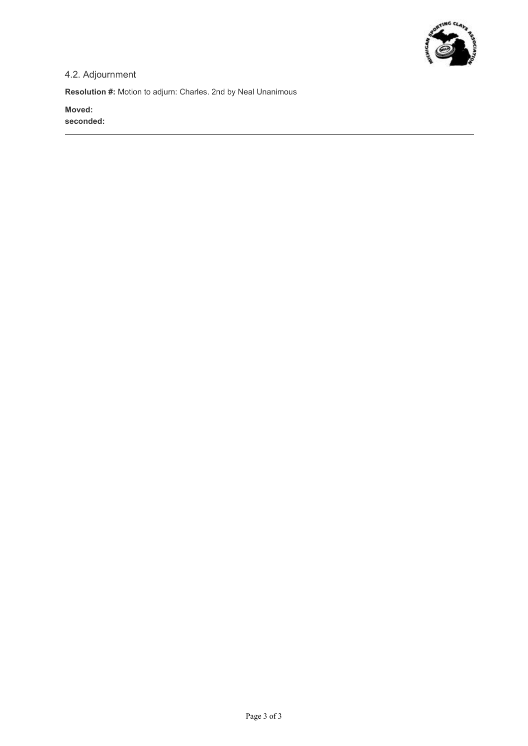### 4.2. Adjournment

**Resolution #:** Motion to adjurn: Charles. 2nd by Neal Unanimous

**Moved:**
**seconded:**

---